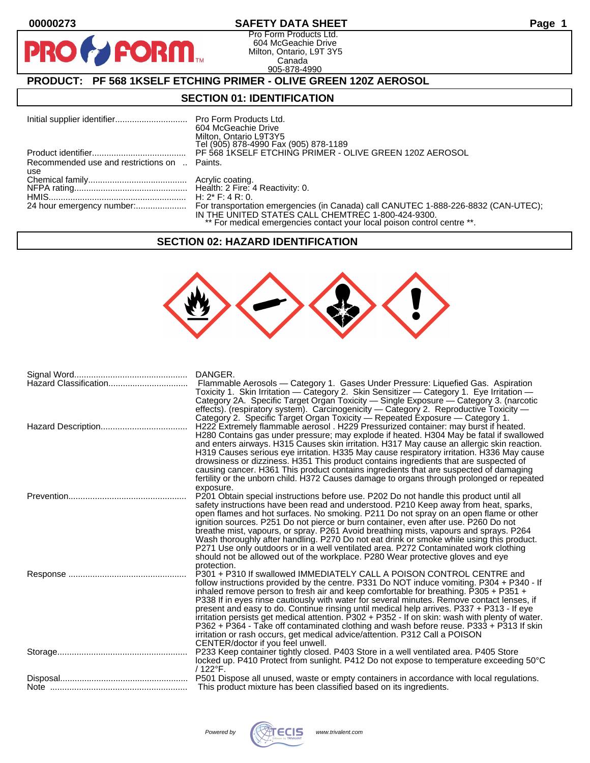# SAFETY DATA SHEET

Pro Form Products Ltd.
604 McGeachie Drive
Milton, Ontario, L9T 3Y5
Canada
905-878-4990

## PRODUCT: PF 568 1KSELF ETCHING PRIMER - OLIVE GREEN 120Z AEROSOL

## SECTION 01: IDENTIFICATION

| | |
|---|---|
| Initial supplier identifier | Pro Form Products Ltd.<br>604 McGeachie Drive<br>Milton, Ontario L9T3Y5<br>Tel (905) 878-4990 Fax (905) 878-1189 |
| Product identifier | PF 568 1KSELF ETCHING PRIMER - OLIVE GREEN 120Z AEROSOL |
| Recommended use and restrictions on use | Paints. |
| Chemical family | Acrylic coating. |
| NFPA rating | Health: 2 Fire: 4 Reactivity: 0. |
| HMIS | H: 2* F: 4 R: 0. |
| 24 hour emergency number: | For transportation emergencies (in Canada) call CANUTEC 1-888-226-8832 (CAN-UTEC); IN THE UNITED STATES CALL CHEMTREC 1-800-424-9300.<br>** For medical emergencies contact your local poison control centre **. |

## SECTION 02: HAZARD IDENTIFICATION

| | |
|---|---|
| Signal Word | DANGER. |
| Hazard Classification | Flammable Aerosols — Category 1. Gases Under Pressure: Liquefied Gas. Aspiration Toxicity 1. Skin Irritation — Category 2. Skin Sensitizer — Category 1. Eye Irritation — Category 2A. Specific Target Organ Toxicity — Single Exposure — Category 3. (narcotic effects). (respiratory system). Carcinogenicity — Category 2. Reproductive Toxicity — Category 2. Specific Target Organ Toxicity — Repeated Exposure — Category 1. |
| Hazard Description | H222 Extremely flammable aerosol . H229 Pressurized container: may burst if heated. H280 Contains gas under pressure; may explode if heated. H304 May be fatal if swallowed and enters airways. H315 Causes skin irritation. H317 May cause an allergic skin reaction. H319 Causes serious eye irritation. H335 May cause respiratory irritation. H336 May cause drowsiness or dizziness. H351 This product contains ingredients that are suspected of causing cancer. H361 This product contains ingredients that are suspected of damaging fertility or the unborn child. H372 Causes damage to organs through prolonged or repeated exposure. |
| Prevention | P201 Obtain special instructions before use. P202 Do not handle this product until all safety instructions have been read and understood. P210 Keep away from heat, sparks, open flames and hot surfaces. No smoking. P211 Do not spray on an open flame or other ignition sources. P251 Do not pierce or burn container, even after use. P260 Do not breathe mist, vapours, or spray. P261 Avoid breathing mists, vapours and sprays. P264 Wash thoroughly after handling. P270 Do not eat drink or smoke while using this product. P271 Use only outdoors or in a well ventilated area. P272 Contaminated work clothing should not be allowed out of the workplace. P280 Wear protective gloves and eye protection. |
| Response | P301 + P310 If swallowed IMMEDIATELY CALL A POISON CONTROL CENTRE and follow instructions provided by the centre. P331 Do NOT induce vomiting. P304 + P340 - If inhaled remove person to fresh air and keep comfortable for breathing. P305 + P351 + P338 If in eyes rinse cautiously with water for several minutes. Remove contact lenses, if present and easy to do. Continue rinsing until medical help arrives. P337 + P313 - If eye irritation persists get medical attention. P302 + P352 - If on skin: wash with plenty of water. P362 + P364 - Take off contaminated clothing and wash before reuse. P333 + P313 If skin irritation or rash occurs, get medical advice/attention. P312 Call a POISON CENTER/doctor if you feel unwell. |
| Storage | P233 Keep container tightly closed. P403 Store in a well ventilated area. P405 Store locked up. P410 Protect from sunlight. P412 Do not expose to temperature exceeding 50°C / 122°F. |
| Disposal | P501 Dispose all unused, waste or empty containers in accordance with local regulations. |
| Note | This product mixture has been classified based on its ingredients. |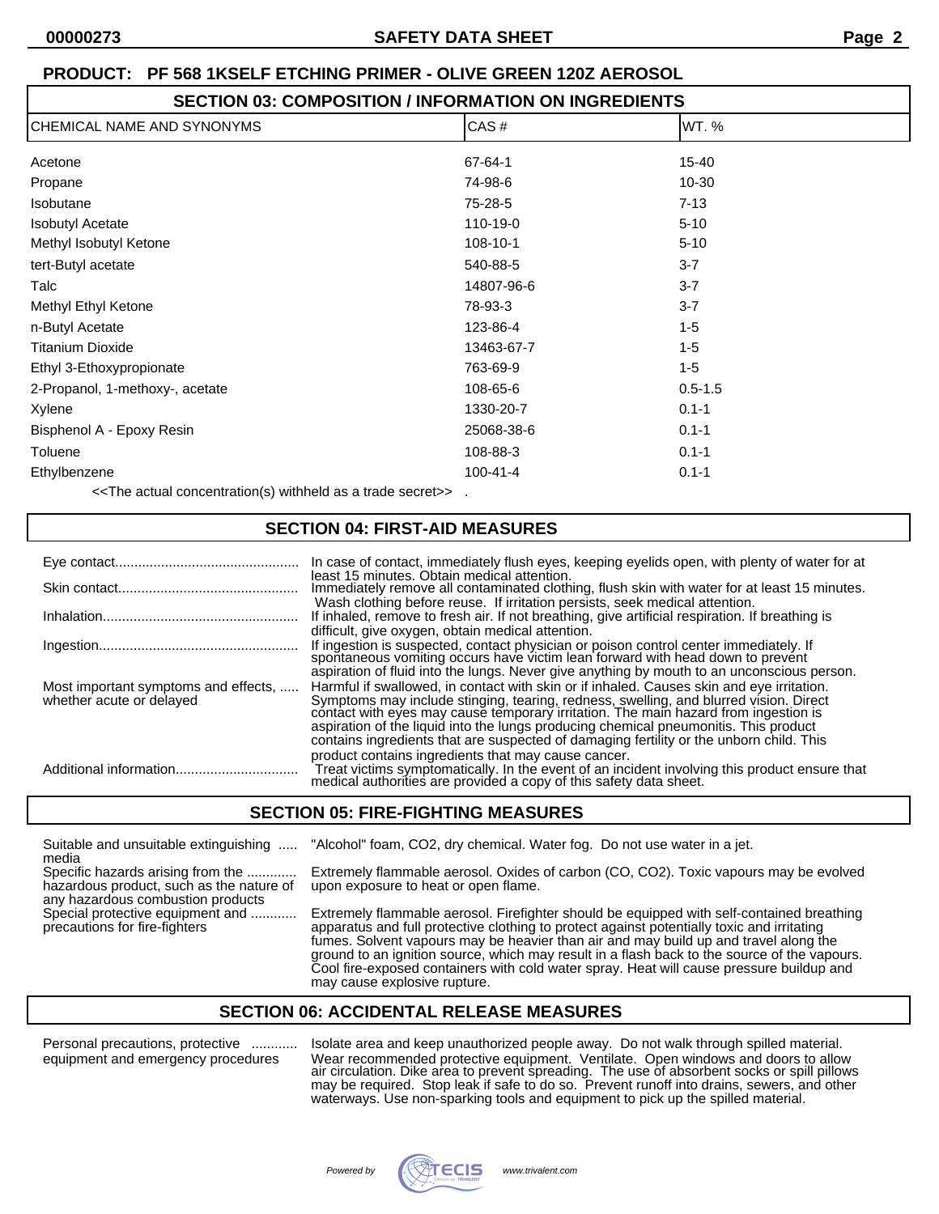**PRODUCT: PF 568 1KSELF ETCHING PRIMER - OLIVE GREEN 120Z AEROSOL**

## SECTION 03: COMPOSITION / INFORMATION ON INGREDIENTS

| CHEMICAL NAME AND SYNONYMS | CAS # | WT. % |
|---|---|---|
| Acetone | 67-64-1 | 15-40 |
| Propane | 74-98-6 | 10-30 |
| Isobutane | 75-28-5 | 7-13 |
| Isobutyl Acetate | 110-19-0 | 5-10 |
| Methyl Isobutyl Ketone | 108-10-1 | 5-10 |
| tert-Butyl acetate | 540-88-5 | 3-7 |
| Talc | 14807-96-6 | 3-7 |
| Methyl Ethyl Ketone | 78-93-3 | 3-7 |
| n-Butyl Acetate | 123-86-4 | 1-5 |
| Titanium Dioxide | 13463-67-7 | 1-5 |
| Ethyl 3-Ethoxypropionate | 763-69-9 | 1-5 |
| 2-Propanol, 1-methoxy-, acetate | 108-65-6 | 0.5-1.5 |
| Xylene | 1330-20-7 | 0.1-1 |
| Bisphenol A - Epoxy Resin | 25068-38-6 | 0.1-1 |
| Toluene | 108-88-3 | 0.1-1 |
| Ethylbenzene | 100-41-4 | 0.1-1 |

<<The actual concentration(s) withheld as a trade secret>> .

## SECTION 04: FIRST-AID MEASURES

**Eye contact**: In case of contact, immediately flush eyes, keeping eyelids open, with plenty of water for at least 15 minutes. Obtain medical attention.

**Skin contact**: Immediately remove all contaminated clothing, flush skin with water for at least 15 minutes. Wash clothing before reuse. If irritation persists, seek medical attention.

**Inhalation**: If inhaled, remove to fresh air. If not breathing, give artificial respiration. If breathing is difficult, give oxygen, obtain medical attention.

**Ingestion**: If ingestion is suspected, contact physician or poison control center immediately. If spontaneous vomiting occurs have victim lean forward with head down to prevent aspiration of fluid into the lungs. Never give anything by mouth to an unconscious person.

**Most important symptoms and effects, whether acute or delayed**: Harmful if swallowed, in contact with skin or if inhaled. Causes skin and eye irritation. Symptoms may include stinging, tearing, redness, swelling, and blurred vision. Direct contact with eyes may cause temporary irritation. The main hazard from ingestion is aspiration of the liquid into the lungs producing chemical pneumonitis. This product contains ingredients that are suspected of damaging fertility or the unborn child. This product contains ingredients that may cause cancer.

**Additional information**: Treat victims symptomatically. In the event of an incident involving this product ensure that medical authorities are provided a copy of this safety data sheet.

## SECTION 05: FIRE-FIGHTING MEASURES

**Suitable and unsuitable extinguishing media**: "Alcohol" foam, $CO_2$, dry chemical. Water fog. Do not use water in a jet.

**Specific hazards arising from the hazardous product, such as the nature of any hazardous combustion products**: Extremely flammable aerosol. Oxides of carbon (CO, $CO_2$). Toxic vapours may be evolved upon exposure to heat or open flame.

**Special protective equipment and precautions for fire-fighters**: Extremely flammable aerosol. Firefighter should be equipped with self-contained breathing apparatus and full protective clothing to protect against potentially toxic and irritating fumes. Solvent vapours may be heavier than air and may build up and travel along the ground to an ignition source, which may result in a flash back to the source of the vapours. Cool fire-exposed containers with cold water spray. Heat will cause pressure buildup and may cause explosive rupture.

## SECTION 06: ACCIDENTAL RELEASE MEASURES

**Personal precautions, protective equipment and emergency procedures**: Isolate area and keep unauthorized people away. Do not walk through spilled material. Wear recommended protective equipment. Ventilate. Open windows and doors to allow air circulation. Dike area to prevent spreading. The use of absorbent socks or spill pillows may be required. Stop leak if safe to do so. Prevent runoff into drains, sewers, and other waterways. Use non-sparking tools and equipment to pick up the spilled material.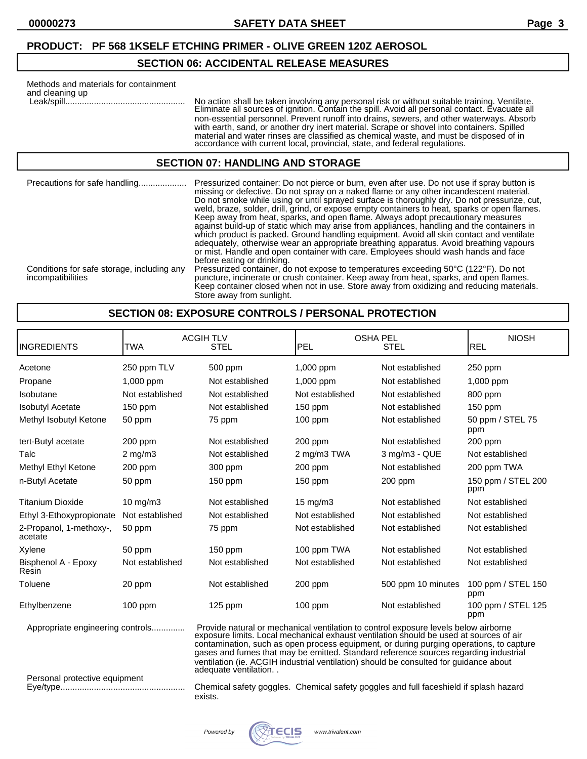**PRODUCT: PF 568 1KSELF ETCHING PRIMER - OLIVE GREEN 120Z AEROSOL**

## SECTION 06: ACCIDENTAL RELEASE MEASURES

Methods and materials for containment and cleaning up

Leak/spill.................................................. No action shall be taken involving any personal risk or without suitable training. Ventilate. Eliminate all sources of ignition. Contain the spill. Avoid all personal contact. Evacuate all non-essential personnel. Prevent runoff into drains, sewers, and other waterways. Absorb with earth, sand, or another dry inert material. Scrape or shovel into containers. Spilled material and water rinses are classified as chemical waste, and must be disposed of in accordance with current local, provincial, state, and federal regulations.

## SECTION 07: HANDLING AND STORAGE

Precautions for safe handling.................... Pressurized container: Do not pierce or burn, even after use. Do not use if spray button is missing or defective. Do not spray on a naked flame or any other incandescent material. Do not smoke while using or until sprayed surface is thoroughly dry. Do not pressurize, cut, weld, braze, solder, drill, grind, or expose empty containers to heat, sparks or open flames. Keep away from heat, sparks, and open flame. Always adopt precautionary measures against build-up of static which may arise from appliances, handling and the containers in which product is packed. Ground handling equipment. Avoid all skin contact and ventilate adequately, otherwise wear an appropriate breathing apparatus. Avoid breathing vapours or mist. Handle and open container with care. Employees should wash hands and face before eating or drinking.

Conditions for safe storage, including any incompatibilities: Pressurized container, do not expose to temperatures exceeding 50°C (122°F). Do not puncture, incinerate or crush container. Keep away from heat, sparks, and open flames. Keep container closed when not in use. Store away from oxidizing and reducing materials. Store away from sunlight.

## SECTION 08: EXPOSURE CONTROLS / PERSONAL PROTECTION

| INGREDIENTS | ACGIH TLV TWA | ACGIH TLV STEL | OSHA PEL PEL | OSHA PEL STEL | NIOSH REL |
|---|---|---|---|---|---|
| Acetone | 250 ppm TLV | 500 ppm | 1,000 ppm | Not established | 250 ppm |
| Propane | 1,000 ppm | Not established | 1,000 ppm | Not established | 1,000 ppm |
| Isobutane | Not established | Not established | Not established | Not established | 800 ppm |
| Isobutyl Acetate | 150 ppm | Not established | 150 ppm | Not established | 150 ppm |
| Methyl Isobutyl Ketone | 50 ppm | 75 ppm | 100 ppm | Not established | 50 ppm / STEL 75 ppm |
| tert-Butyl acetate | 200 ppm | Not established | 200 ppm | Not established | 200 ppm |
| Talc | 2 mg/m3 | Not established | 2 mg/m3 TWA | 3 mg/m3 - QUE | Not established |
| Methyl Ethyl Ketone | 200 ppm | 300 ppm | 200 ppm | Not established | 200 ppm TWA |
| n-Butyl Acetate | 50 ppm | 150 ppm | 150 ppm | 200 ppm | 150 ppm / STEL 200 ppm |
| Titanium Dioxide | 10 mg/m3 | Not established | 15 mg/m3 | Not established | Not established |
| Ethyl 3-Ethoxypropionate | Not established | Not established | Not established | Not established | Not established |
| 2-Propanol, 1-methoxy-, acetate | 50 ppm | 75 ppm | Not established | Not established | Not established |
| Xylene | 50 ppm | 150 ppm | 100 ppm TWA | Not established | Not established |
| Bisphenol A - Epoxy Resin | Not established | Not established | Not established | Not established | Not established |
| Toluene | 20 ppm | Not established | 200 ppm | 500 ppm 10 minutes | 100 ppm / STEL 150 ppm |
| Ethylbenzene | 100 ppm | 125 ppm | 100 ppm | Not established | 100 ppm / STEL 125 ppm |

Appropriate engineering controls.............. Provide natural or mechanical ventilation to control exposure levels below airborne exposure limits. Local mechanical exhaust ventilation should be used at sources of air contamination, such as open process equipment, or during purging operations, to capture gases and fumes that may be emitted. Standard reference sources regarding industrial ventilation (ie. ACGIH industrial ventilation) should be consulted for guidance about adequate ventilation. .

Personal protective equipment

Eye/type.................................................... Chemical safety goggles. Chemical safety goggles and full faceshield if splash hazard exists.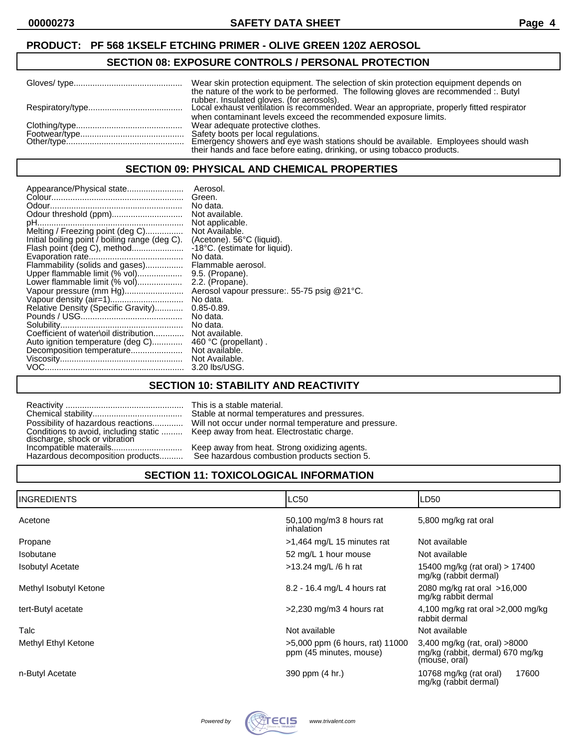**PRODUCT: PF 568 1KSELF ETCHING PRIMER - OLIVE GREEN 120Z AEROSOL**

## SECTION 08: EXPOSURE CONTROLS / PERSONAL PROTECTION

| | |
|---|---|
| Gloves/ type | Wear skin protection equipment. The selection of skin protection equipment depends on the nature of the work to be performed. The following gloves are recommended :. Butyl rubber. Insulated gloves. (for aerosols). |
| Respiratory/type | Local exhaust ventilation is recommended. Wear an appropriate, properly fitted respirator when contaminant levels exceed the recommended exposure limits. |
| Clothing/type | Wear adequate protective clothes. |
| Footwear/type | Safety boots per local regulations. |
| Other/type | Emergency showers and eye wash stations should be available. Employees should wash their hands and face before eating, drinking, or using tobacco products. |

## SECTION 09: PHYSICAL AND CHEMICAL PROPERTIES

| | |
|---|---|
| Appearance/Physical state | Aerosol. |
| Colour | Green. |
| Odour | No data. |
| Odour threshold (ppm) | Not available. |
| pH | Not applicable. |
| Melting / Freezing point (deg C) | Not Available. |
| Initial boiling point / boiling range (deg C). | (Acetone). 56°C (liquid). |
| Flash point (deg C), method | -18°C. (estimate for liquid). |
| Evaporation rate | No data. |
| Flammability (solids and gases) | Flammable aerosol. |
| Upper flammable limit (% vol) | 9.5. (Propane). |
| Lower flammable limit (% vol) | 2.2. (Propane). |
| Vapour pressure (mm Hg) | Aerosol vapour pressure:. 55-75 psig @21°C. |
| Vapour density (air=1) | No data. |
| Relative Density (Specific Gravity) | 0.85-0.89. |
| Pounds / USG | No data. |
| Solubility | No data. |
| Coefficient of water\oil distribution | Not available. |
| Auto ignition temperature (deg C) | 460 °C (propellant) . |
| Decomposition temperature | Not available. |
| Viscosity | Not Available. |
| VOC | 3.20 lbs/USG. |

## SECTION 10: STABILITY AND REACTIVITY

| | |
|---|---|
| Reactivity | This is a stable material. |
| Chemical stability | Stable at normal temperatures and pressures. |
| Possibility of hazardous reactions | Will not occur under normal temperature and pressure. |
| Conditions to avoid, including static discharge, shock or vibration | Keep away from heat. Electrostatic charge. |
| Incompatible materails | Keep away from heat. Strong oxidizing agents. |
| Hazardous decomposition products | See hazardous combustion products section 5. |

## SECTION 11: TOXICOLOGICAL INFORMATION

| INGREDIENTS | LC50 | LD50 |
|---|---|---|
| Acetone | 50,100 mg/m3 8 hours rat inhalation | 5,800 mg/kg rat oral |
| Propane | >1,464 mg/L 15 minutes rat | Not available |
| Isobutane | 52 mg/L 1 hour mouse | Not available |
| Isobutyl Acetate | >13.24 mg/L /6 h rat | 15400 mg/kg (rat oral) > 17400 mg/kg (rabbit dermal) |
| Methyl Isobutyl Ketone | 8.2 - 16.4 mg/L 4 hours rat | 2080 mg/kg rat oral >16,000 mg/kg rabbit dermal |
| tert-Butyl acetate | >2,230 mg/m3 4 hours rat | 4,100 mg/kg rat oral >2,000 mg/kg rabbit dermal |
| Talc | Not available | Not available |
| Methyl Ethyl Ketone | >5,000 ppm (6 hours, rat) 11000 ppm (45 minutes, mouse) | 3,400 mg/kg (rat, oral) >8000 mg/kg (rabbit, dermal) 670 mg/kg (mouse, oral) |
| n-Butyl Acetate | 390 ppm (4 hr.) | 10768 mg/kg (rat oral) 17600 mg/kg (rabbit dermal) |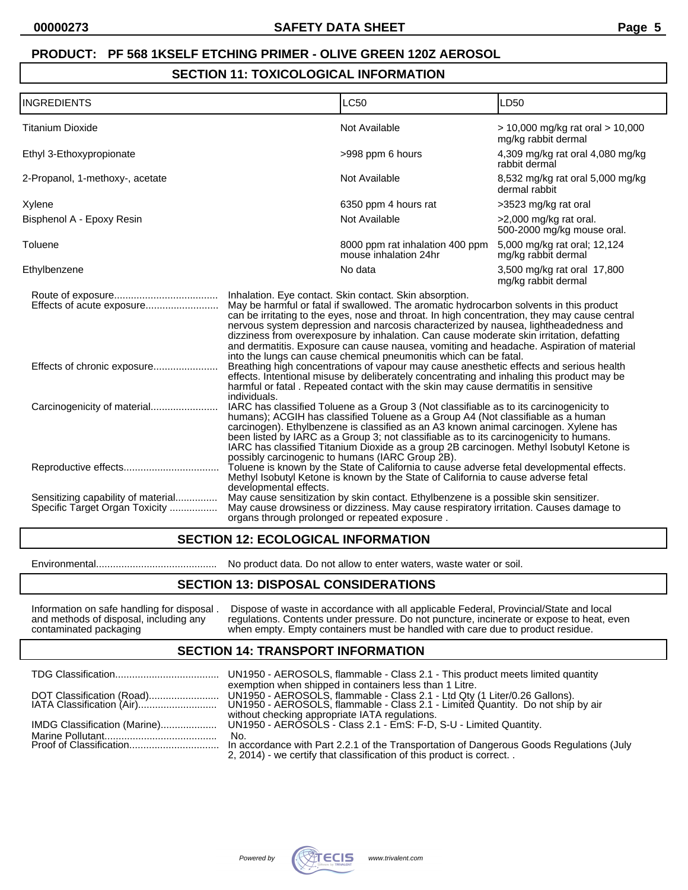**PRODUCT: PF 568 1KSELF ETCHING PRIMER - OLIVE GREEN 120Z AEROSOL**

## SECTION 11: TOXICOLOGICAL INFORMATION

| INGREDIENTS | LC50 | LD50 |
|---|---|---|
| Titanium Dioxide | Not Available | > 10,000 mg/kg rat oral > 10,000 mg/kg rabbit dermal |
| Ethyl 3-Ethoxypropionate | >998 ppm 6 hours | 4,309 mg/kg rat oral 4,080 mg/kg rabbit dermal |
| 2-Propanol, 1-methoxy-, acetate | Not Available | 8,532 mg/kg rat oral 5,000 mg/kg dermal rabbit |
| Xylene | 6350 ppm 4 hours rat | >3523 mg/kg rat oral |
| Bisphenol A - Epoxy Resin | Not Available | >2,000 mg/kg rat oral. 500-2000 mg/kg mouse oral. |
| Toluene | 8000 ppm rat inhalation 400 ppm mouse inhalation 24hr | 5,000 mg/kg rat oral; 12,124 mg/kg rabbit dermal |
| Ethylbenzene | No data | 3,500 mg/kg rat oral 17,800 mg/kg rabbit dermal |

Route of exposure.................................... Inhalation. Eye contact. Skin contact. Skin absorption.

Effects of acute exposure.......................... May be harmful or fatal if swallowed. The aromatic hydrocarbon solvents in this product can be irritating to the eyes, nose and throat. In high concentration, they may cause central nervous system depression and narcosis characterized by nausea, lightheadedness and dizziness from overexposure by inhalation. Can cause moderate skin irritation, defatting and dermatitis. Exposure can cause nausea, vomiting and headache. Aspiration of material into the lungs can cause chemical pneumonitis which can be fatal.

Effects of chronic exposure....................... Breathing high concentrations of vapour may cause anesthetic effects and serious health effects. Intentional misuse by deliberately concentrating and inhaling this product may be harmful or fatal . Repeated contact with the skin may cause dermatitis in sensitive individuals.

Carcinogenicity of material........................ IARC has classified Toluene as a Group 3 (Not classifiable as to its carcinogenicity to humans); ACGIH has classified Toluene as a Group A4 (Not classifiable as a human carcinogen). Ethylbenzene is classified as an A3 known animal carcinogen. Xylene has been listed by IARC as a Group 3; not classifiable as to its carcinogenicity to humans. IARC has classified Titanium Dioxide as a group 2B carcinogen. Methyl Isobutyl Ketone is possibly carcinogenic to humans (IARC Group 2B).

Reproductive effects................................. Toluene is known by the State of California to cause adverse fetal developmental effects. Methyl Isobutyl Ketone is known by the State of California to cause adverse fetal developmental effects.

Sensitizing capability of material............... May cause sensitization by skin contact. Ethylbenzene is a possible skin sensitizer.

Specific Target Organ Toxicity ................. May cause drowsiness or dizziness. May cause respiratory irritation. Causes damage to organs through prolonged or repeated exposure .

## SECTION 12: ECOLOGICAL INFORMATION

Environmental........................................... No product data. Do not allow to enter waters, waste water or soil.

## SECTION 13: DISPOSAL CONSIDERATIONS

Information on safe handling for disposal . and methods of disposal, including any contaminated packaging — Dispose of waste in accordance with all applicable Federal, Provincial/State and local regulations. Contents under pressure. Do not puncture, incinerate or expose to heat, even when empty. Empty containers must be handled with care due to product residue.

## SECTION 14: TRANSPORT INFORMATION

TDG Classification..................................... UN1950 - AEROSOLS, flammable - Class 2.1 - This product meets limited quantity exemption when shipped in containers less than 1 Litre.

DOT Classification (Road)......................... UN1950 - AEROSOLS, flammable - Class 2.1 - Ltd Qty (1 Liter/0.26 Gallons).

IATA Classification (Air)............................ UN1950 - AEROSOLS, flammable - Class 2.1 - Limited Quantity. Do not ship by air without checking appropriate IATA regulations.

IMDG Classification (Marine).................... UN1950 - AEROSOLS - Class 2.1 - EmS: F-D, S-U - Limited Quantity.

Marine Pollutant........................................ No.

Proof of Classification................................ In accordance with Part 2.2.1 of the Transportation of Dangerous Goods Regulations (July 2, 2014) - we certify that classification of this product is correct. .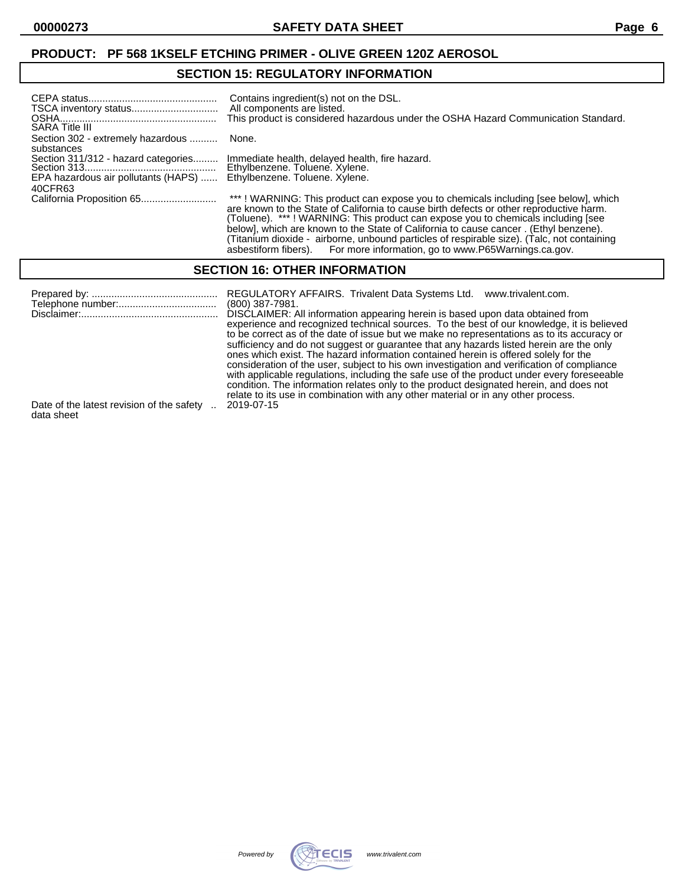**PRODUCT: PF 568 1KSELF ETCHING PRIMER - OLIVE GREEN 120Z AEROSOL**

## SECTION 15: REGULATORY INFORMATION

| | |
|---|---|
| CEPA status | Contains ingredient(s) not on the DSL. |
| TSCA inventory status | All components are listed. |
| OSHA | This product is considered hazardous under the OSHA Hazard Communication Standard. |
| SARA Title III | |
| Section 302 - extremely hazardous substances | None. |
| Section 311/312 - hazard categories | Immediate health, delayed health, fire hazard. |
| Section 313 | Ethylbenzene. Toluene. Xylene. |
| EPA hazardous air pollutants (HAPS) 40CFR63 | Ethylbenzene. Toluene. Xylene. |
| California Proposition 65 | *** ! WARNING: This product can expose you to chemicals including [see below], which are known to the State of California to cause birth defects or other reproductive harm. (Toluene). *** ! WARNING: This product can expose you to chemicals including [see below], which are known to the State of California to cause cancer . (Ethyl benzene). (Titanium dioxide - airborne, unbound particles of respirable size). (Talc, not containing asbestiform fibers). For more information, go to www.P65Warnings.ca.gov. |

## SECTION 16: OTHER INFORMATION

| | |
|---|---|
| Prepared by: | REGULATORY AFFAIRS. Trivalent Data Systems Ltd. www.trivalent.com. |
| Telephone number: | (800) 387-7981. |
| Disclaimer: | DISCLAIMER: All information appearing herein is based upon data obtained from experience and recognized technical sources. To the best of our knowledge, it is believed to be correct as of the date of issue but we make no representations as to its accuracy or sufficiency and do not suggest or guarantee that any hazards listed herein are the only ones which exist. The hazard information contained herein is offered solely for the consideration of the user, subject to his own investigation and verification of compliance with applicable regulations, including the safe use of the product under every foreseeable condition. The information relates only to the product designated herein, and does not relate to its use in combination with any other material or in any other process. |
| Date of the latest revision of the safety data sheet | 2019-07-15 |